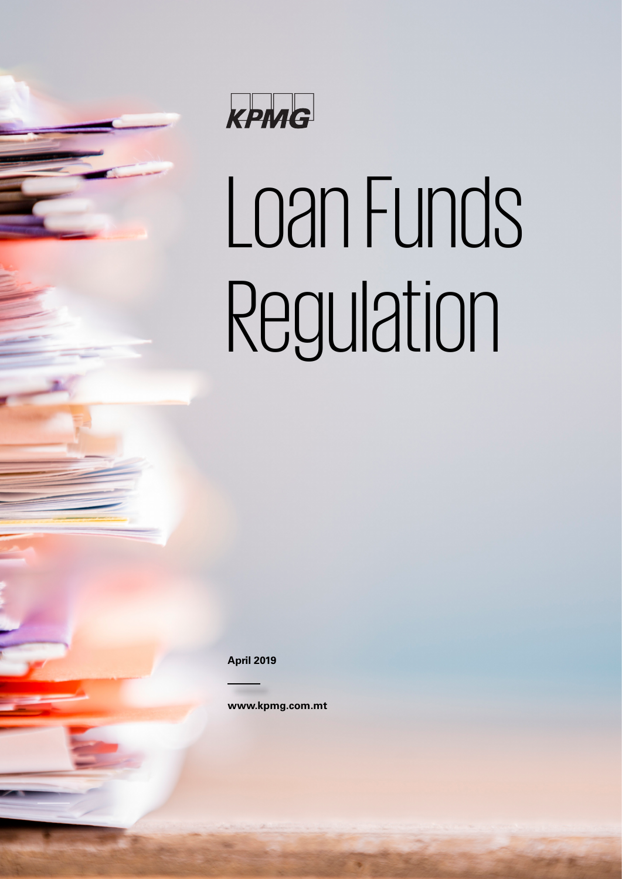KPMG

# Loan Funds Regulation

**April 2019**

**www.kpmg.com.mt**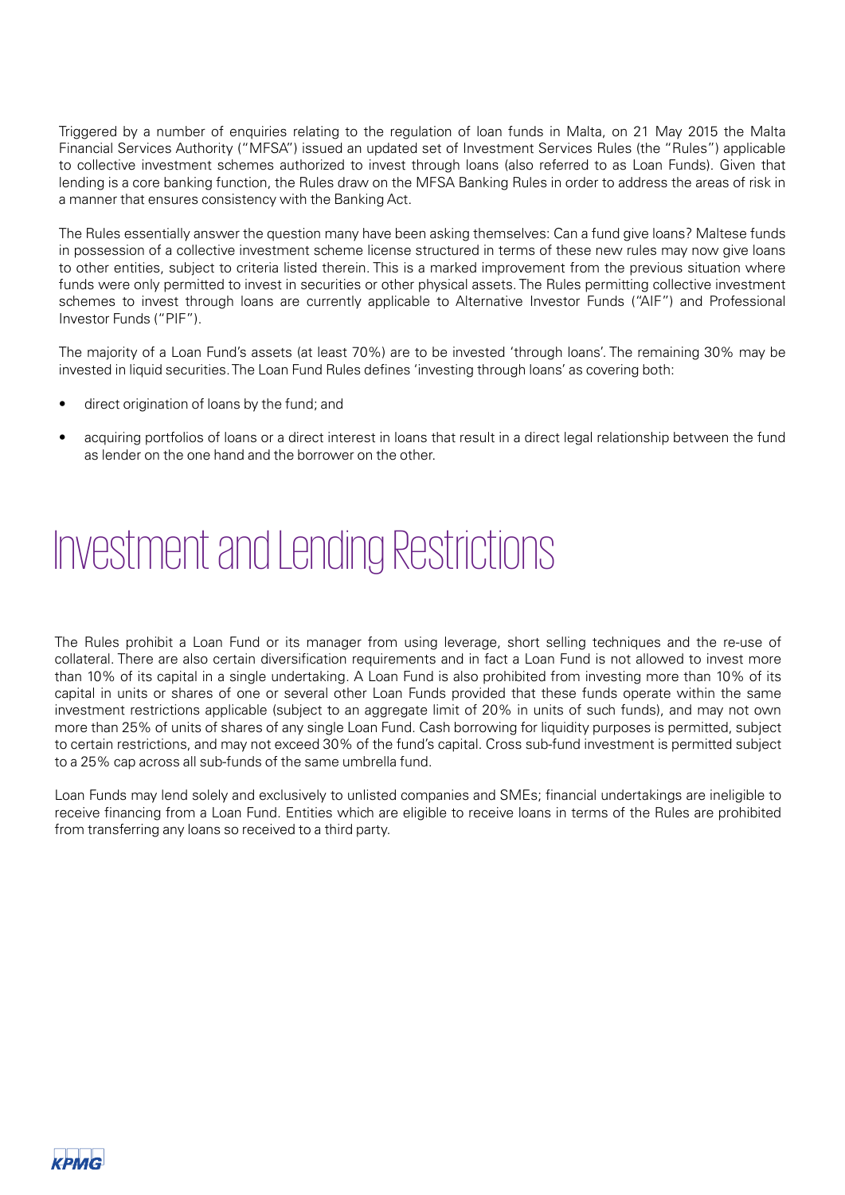Triggered by a number of enquiries relating to the regulation of loan funds in Malta, on 21 May 2015 the Malta Financial Services Authority ("MFSA") issued an updated set of Investment Services Rules (the "Rules") applicable to collective investment schemes authorized to invest through loans (also referred to as Loan Funds). Given that lending is a core banking function, the Rules draw on the MFSA Banking Rules in order to address the areas of risk in a manner that ensures consistency with the Banking Act.

The Rules essentially answer the question many have been asking themselves: Can a fund give loans? Maltese funds in possession of a collective investment scheme license structured in terms of these new rules may now give loans to other entities, subject to criteria listed therein. This is a marked improvement from the previous situation where funds were only permitted to invest in securities or other physical assets. The Rules permitting collective investment schemes to invest through loans are currently applicable to Alternative Investor Funds ("AIF") and Professional Investor Funds ("PIF").

The majority of a Loan Fund's assets (at least 70%) are to be invested 'through loans'. The remaining 30% may be invested in liquid securities. The Loan Fund Rules defines 'investing through loans' as covering both:

- direct origination of loans by the fund; and
- acquiring portfolios of loans or a direct interest in loans that result in a direct legal relationship between the fund as lender on the one hand and the borrower on the other.

# Investment and Lending Restrictions

The Rules prohibit a Loan Fund or its manager from using leverage, short selling techniques and the re-use of collateral. There are also certain diversification requirements and in fact a Loan Fund is not allowed to invest more than 10% of its capital in a single undertaking. A Loan Fund is also prohibited from investing more than 10% of its capital in units or shares of one or several other Loan Funds provided that these funds operate within the same investment restrictions applicable (subject to an aggregate limit of 20% in units of such funds), and may not own more than 25% of units of shares of any single Loan Fund. Cash borrowing for liquidity purposes is permitted, subject to certain restrictions, and may not exceed 30% of the fund's capital. Cross sub-fund investment is permitted subject to a 25% cap across all sub-funds of the same umbrella fund.

Loan Funds may lend solely and exclusively to unlisted companies and SMEs; financial undertakings are ineligible to receive financing from a Loan Fund. Entities which are eligible to receive loans in terms of the Rules are prohibited from transferring any loans so received to a third party.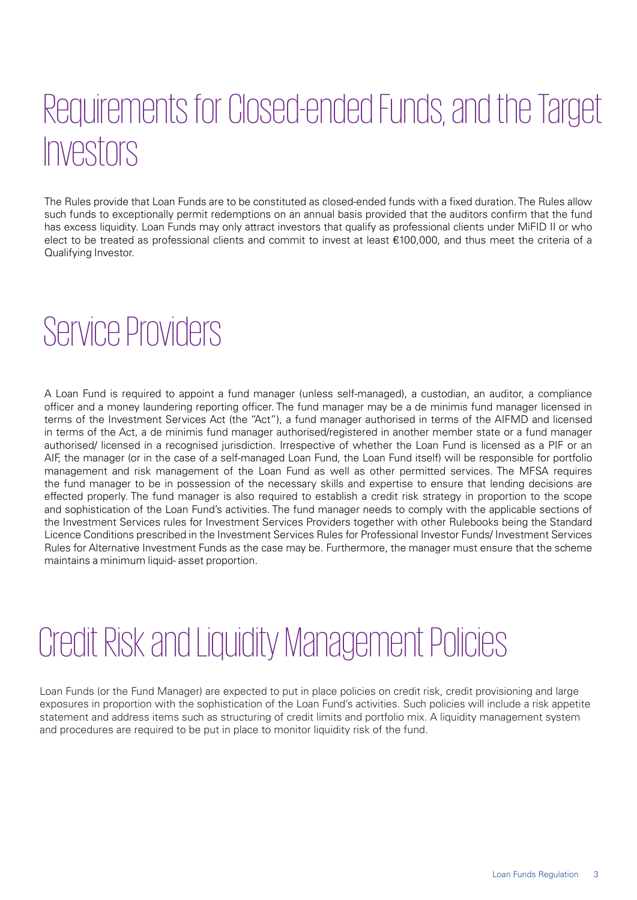# Requirements for Closed-ended Funds, and the Target Investors

The Rules provide that Loan Funds are to be constituted as closed-ended funds with a fixed duration. The Rules allow such funds to exceptionally permit redemptions on an annual basis provided that the auditors confirm that the fund has excess liquidity. Loan Funds may only attract investors that qualify as professional clients under MiFID II or who elect to be treated as professional clients and commit to invest at least €100,000, and thus meet the criteria of a Qualifying Investor.

# Service Providers

A Loan Fund is required to appoint a fund manager (unless self-managed), a custodian, an auditor, a compliance officer and a money laundering reporting officer. The fund manager may be a de minimis fund manager licensed in terms of the Investment Services Act (the "Act"), a fund manager authorised in terms of the AIFMD and licensed in terms of the Act, a de minimis fund manager authorised/registered in another member state or a fund manager authorised/ licensed in a recognised jurisdiction. Irrespective of whether the Loan Fund is licensed as a PIF or an AIF, the manager (or in the case of a self-managed Loan Fund, the Loan Fund itself) will be responsible for portfolio management and risk management of the Loan Fund as well as other permitted services. The MFSA requires the fund manager to be in possession of the necessary skills and expertise to ensure that lending decisions are effected properly. The fund manager is also required to establish a credit risk strategy in proportion to the scope and sophistication of the Loan Fund's activities. The fund manager needs to comply with the applicable sections of the Investment Services rules for Investment Services Providers together with other Rulebooks being the Standard Licence Conditions prescribed in the Investment Services Rules for Professional Investor Funds/ Investment Services Rules for Alternative Investment Funds as the case may be. Furthermore, the manager must ensure that the scheme maintains a minimum liquid- asset proportion.

# Credit Risk and Liquidity Management Policies

Loan Funds (or the Fund Manager) are expected to put in place policies on credit risk, credit provisioning and large exposures in proportion with the sophistication of the Loan Fund's activities. Such policies will include a risk appetite statement and address items such as structuring of credit limits and portfolio mix. A liquidity management system and procedures are required to be put in place to monitor liquidity risk of the fund.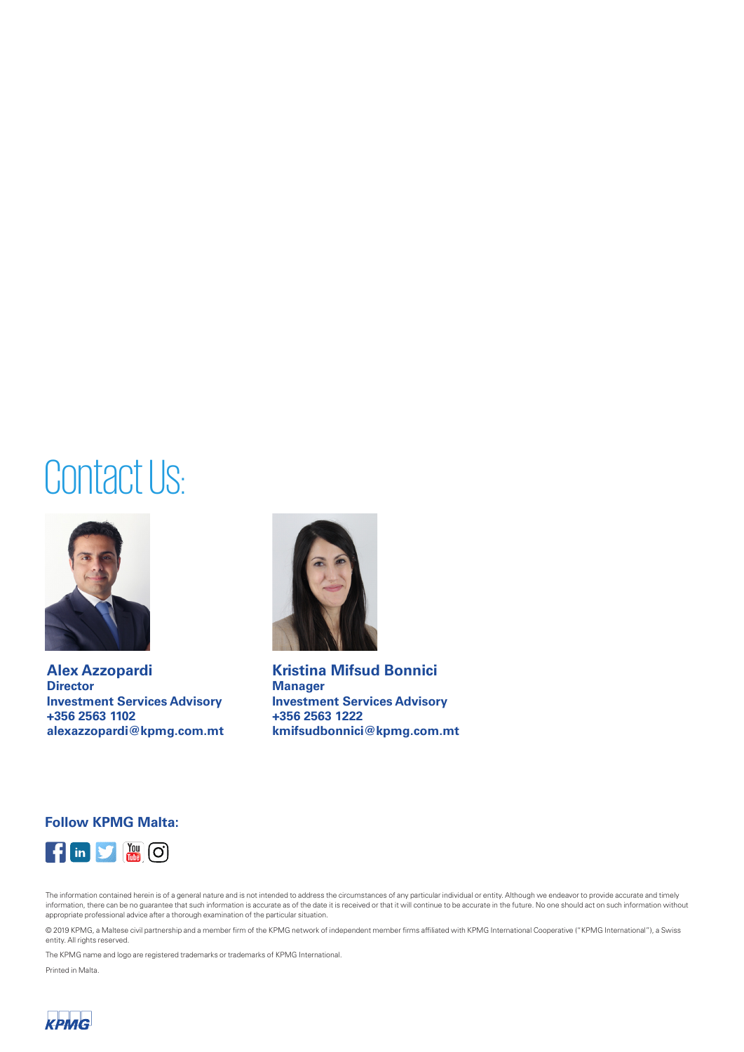# Contact Us:

**Alex Azzopardi**
**Director**
**Investment Services Advisory**
**+356 2563 1102**
**alexazzopardi@kpmg.com.mt**

**Kristina Mifsud Bonnici**
**Manager**
**Investment Services Advisory**
**+356 2563 1222**
**kmifsudbonnici@kpmg.com.mt**

**Follow KPMG Malta:**

The information contained herein is of a general nature and is not intended to address the circumstances of any particular individual or entity. Although we endeavor to provide accurate and timely information, there can be no guarantee that such information is accurate as of the date it is received or that it will continue to be accurate in the future. No one should act on such information without appropriate professional advice after a thorough examination of the particular situation.

© 2019 KPMG, a Maltese civil partnership and a member firm of the KPMG network of independent member firms affiliated with KPMG International Cooperative ("KPMG International"), a Swiss entity. All rights reserved.

The KPMG name and logo are registered trademarks or trademarks of KPMG International.

Printed in Malta.